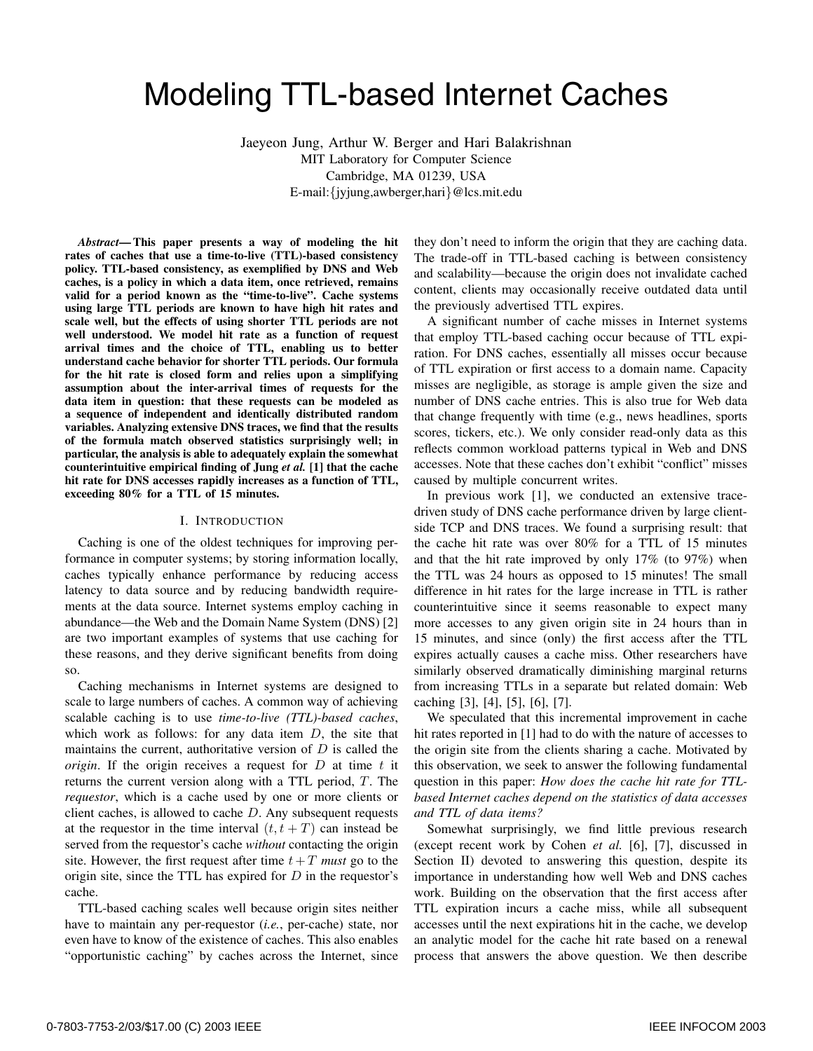# Modeling TTL-based Internet Caches

Jaeyeon Jung, Arthur W. Berger and Hari Balakrishnan
MIT Laboratory for Computer Science
Cambridge, MA 01239, USA
E-mail:{jyjung,awberger,hari}@lcs.mit.edu

***Abstract*— This paper presents a way of modeling the hit rates of caches that use a time-to-live (TTL)-based consistency policy. TTL-based consistency, as exemplified by DNS and Web caches, is a policy in which a data item, once retrieved, remains valid for a period known as the "time-to-live". Cache systems using large TTL periods are known to have high hit rates and scale well, but the effects of using shorter TTL periods are not well understood. We model hit rate as a function of request arrival times and the choice of TTL, enabling us to better understand cache behavior for shorter TTL periods. Our formula for the hit rate is closed form and relies upon a simplifying assumption about the inter-arrival times of requests for the data item in question: that these requests can be modeled as a sequence of independent and identically distributed random variables. Analyzing extensive DNS traces, we find that the results of the formula match observed statistics surprisingly well; in particular, the analysis is able to adequately explain the somewhat counterintuitive empirical finding of Jung *et al.* [1] that the cache hit rate for DNS accesses rapidly increases as a function of TTL, exceeding 80% for a TTL of 15 minutes.**

## I. Introduction

Caching is one of the oldest techniques for improving performance in computer systems; by storing information locally, caches typically enhance performance by reducing access latency to data source and by reducing bandwidth requirements at the data source. Internet systems employ caching in abundance—the Web and the Domain Name System (DNS) [2] are two important examples of systems that use caching for these reasons, and they derive significant benefits from doing so.

Caching mechanisms in Internet systems are designed to scale to large numbers of caches. A common way of achieving scalable caching is to use *time-to-live (TTL)-based caches*, which work as follows: for any data item $D$, the site that maintains the current, authoritative version of $D$ is called the *origin*. If the origin receives a request for $D$ at time $t$ it returns the current version along with a TTL period, $T$. The *requestor*, which is a cache used by one or more clients or client caches, is allowed to cache $D$. Any subsequent requests at the requestor in the time interval $(t, t+T)$ can instead be served from the requestor's cache *without* contacting the origin site. However, the first request after time $t+T$ *must* go to the origin site, since the TTL has expired for $D$ in the requestor's cache.

TTL-based caching scales well because origin sites neither have to maintain any per-requestor (*i.e.*, per-cache) state, nor even have to know of the existence of caches. This also enables "opportunistic caching" by caches across the Internet, since they don't need to inform the origin that they are caching data. The trade-off in TTL-based caching is between consistency and scalability—because the origin does not invalidate cached content, clients may occasionally receive outdated data until the previously advertised TTL expires.

A significant number of cache misses in Internet systems that employ TTL-based caching occur because of TTL expiration. For DNS caches, essentially all misses occur because of TTL expiration or first access to a domain name. Capacity misses are negligible, as storage is ample given the size and number of DNS cache entries. This is also true for Web data that change frequently with time (e.g., news headlines, sports scores, tickers, etc.). We only consider read-only data as this reflects common workload patterns typical in Web and DNS accesses. Note that these caches don't exhibit "conflict" misses caused by multiple concurrent writes.

In previous work [1], we conducted an extensive trace-driven study of DNS cache performance driven by large client-side TCP and DNS traces. We found a surprising result: that the cache hit rate was over 80% for a TTL of 15 minutes and that the hit rate improved by only 17% (to 97%) when the TTL was 24 hours as opposed to 15 minutes! The small difference in hit rates for the large increase in TTL is rather counterintuitive since it seems reasonable to expect many more accesses to any given origin site in 24 hours than in 15 minutes, and since (only) the first access after the TTL expires actually causes a cache miss. Other researchers have similarly observed dramatically diminishing marginal returns from increasing TTLs in a separate but related domain: Web caching [3], [4], [5], [6], [7].

We speculated that this incremental improvement in cache hit rates reported in [1] had to do with the nature of accesses to the origin site from the clients sharing a cache. Motivated by this observation, we seek to answer the following fundamental question in this paper: *How does the cache hit rate for TTL-based Internet caches depend on the statistics of data accesses and TTL of data items?*

Somewhat surprisingly, we find little previous research (except recent work by Cohen *et al.* [6], [7], discussed in Section II) devoted to answering this question, despite its importance in understanding how well Web and DNS caches work. Building on the observation that the first access after TTL expiration incurs a cache miss, while all subsequent accesses until the next expirations hit in the cache, we develop an analytic model for the cache hit rate based on a renewal process that answers the above question. We then describe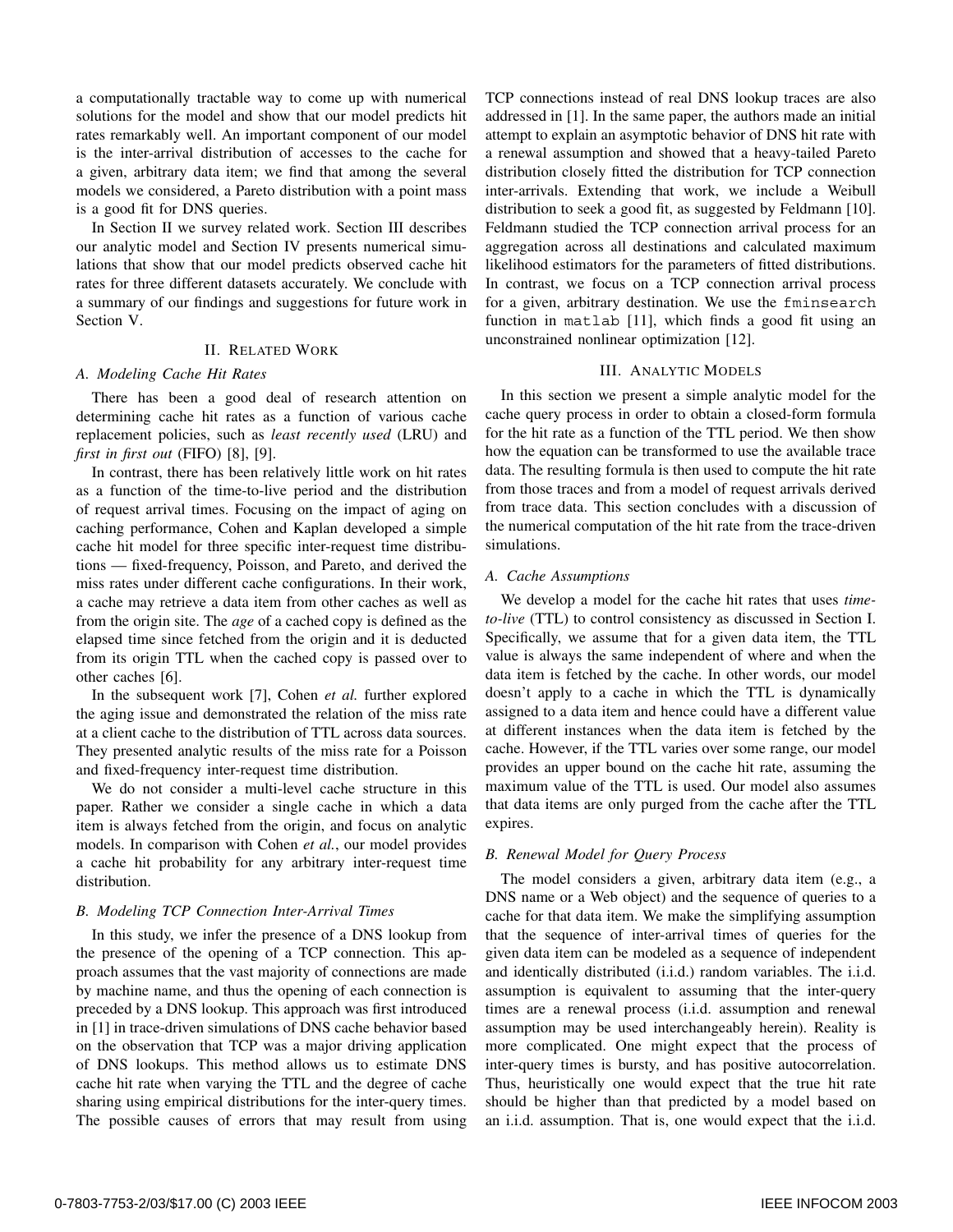a computationally tractable way to come up with numerical solutions for the model and show that our model predicts hit rates remarkably well. An important component of our model is the inter-arrival distribution of accesses to the cache for a given, arbitrary data item; we find that among the several models we considered, a Pareto distribution with a point mass is a good fit for DNS queries.

In Section II we survey related work. Section III describes our analytic model and Section IV presents numerical simulations that show that our model predicts observed cache hit rates for three different datasets accurately. We conclude with a summary of our findings and suggestions for future work in Section V.

## II. RELATED WORK

### A. Modeling Cache Hit Rates

There has been a good deal of research attention on determining cache hit rates as a function of various cache replacement policies, such as *least recently used* (LRU) and *first in first out* (FIFO) [8], [9].

In contrast, there has been relatively little work on hit rates as a function of the time-to-live period and the distribution of request arrival times. Focusing on the impact of aging on caching performance, Cohen and Kaplan developed a simple cache hit model for three specific inter-request time distributions — fixed-frequency, Poisson, and Pareto, and derived the miss rates under different cache configurations. In their work, a cache may retrieve a data item from other caches as well as from the origin site. The *age* of a cached copy is defined as the elapsed time since fetched from the origin and it is deducted from its origin TTL when the cached copy is passed over to other caches [6].

In the subsequent work [7], Cohen *et al.* further explored the aging issue and demonstrated the relation of the miss rate at a client cache to the distribution of TTL across data sources. They presented analytic results of the miss rate for a Poisson and fixed-frequency inter-request time distribution.

We do not consider a multi-level cache structure in this paper. Rather we consider a single cache in which a data item is always fetched from the origin, and focus on analytic models. In comparison with Cohen *et al.*, our model provides a cache hit probability for any arbitrary inter-request time distribution.

### B. Modeling TCP Connection Inter-Arrival Times

In this study, we infer the presence of a DNS lookup from the presence of the opening of a TCP connection. This approach assumes that the vast majority of connections are made by machine name, and thus the opening of each connection is preceded by a DNS lookup. This approach was first introduced in [1] in trace-driven simulations of DNS cache behavior based on the observation that TCP was a major driving application of DNS lookups. This method allows us to estimate DNS cache hit rate when varying the TTL and the degree of cache sharing using empirical distributions for the inter-query times. The possible causes of errors that may result from using TCP connections instead of real DNS lookup traces are also addressed in [1]. In the same paper, the authors made an initial attempt to explain an asymptotic behavior of DNS hit rate with a renewal assumption and showed that a heavy-tailed Pareto distribution closely fitted the distribution for TCP connection inter-arrivals. Extending that work, we include a Weibull distribution to seek a good fit, as suggested by Feldmann [10]. Feldmann studied the TCP connection arrival process for an aggregation across all destinations and calculated maximum likelihood estimators for the parameters of fitted distributions. In contrast, we focus on a TCP connection arrival process for a given, arbitrary destination. We use the `fminsearch` function in `matlab` [11], which finds a good fit using an unconstrained nonlinear optimization [12].

## III. ANALYTIC MODELS

In this section we present a simple analytic model for the cache query process in order to obtain a closed-form formula for the hit rate as a function of the TTL period. We then show how the equation can be transformed to use the available trace data. The resulting formula is then used to compute the hit rate from those traces and from a model of request arrivals derived from trace data. This section concludes with a discussion of the numerical computation of the hit rate from the trace-driven simulations.

### A. Cache Assumptions

We develop a model for the cache hit rates that uses *time-to-live* (TTL) to control consistency as discussed in Section I. Specifically, we assume that for a given data item, the TTL value is always the same independent of where and when the data item is fetched by the cache. In other words, our model doesn't apply to a cache in which the TTL is dynamically assigned to a data item and hence could have a different value at different instances when the data item is fetched by the cache. However, if the TTL varies over some range, our model provides an upper bound on the cache hit rate, assuming the maximum value of the TTL is used. Our model also assumes that data items are only purged from the cache after the TTL expires.

### B. Renewal Model for Query Process

The model considers a given, arbitrary data item (e.g., a DNS name or a Web object) and the sequence of queries to a cache for that data item. We make the simplifying assumption that the sequence of inter-arrival times of queries for the given data item can be modeled as a sequence of independent and identically distributed (i.i.d.) random variables. The i.i.d. assumption is equivalent to assuming that the inter-query times are a renewal process (i.i.d. assumption and renewal assumption may be used interchangeably herein). Reality is more complicated. One might expect that the process of inter-query times is bursty, and has positive autocorrelation. Thus, heuristically one would expect that the true hit rate should be higher than that predicted by a model based on an i.i.d. assumption. That is, one would expect that the i.i.d.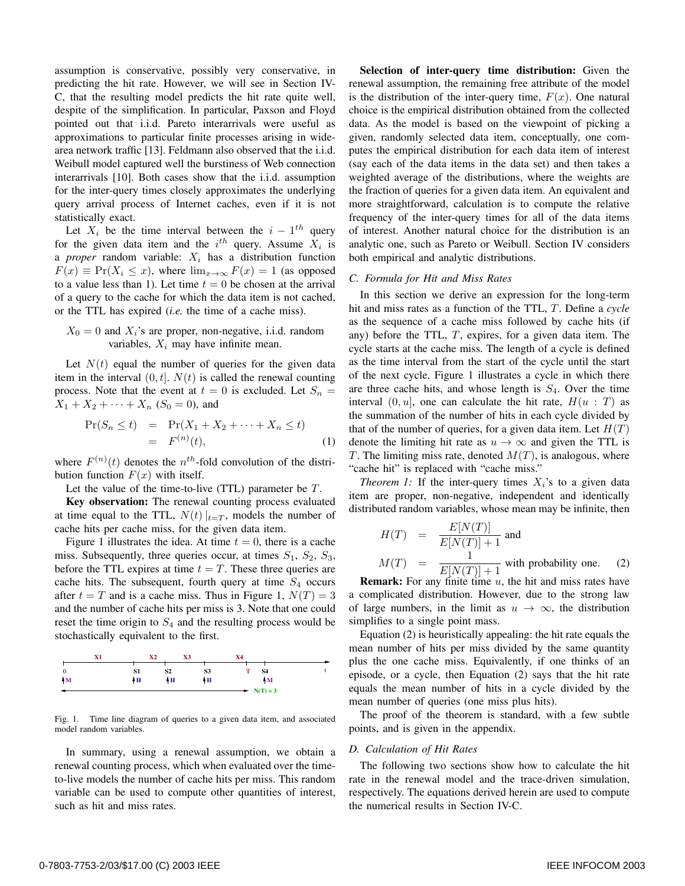assumption is conservative, possibly very conservative, in predicting the hit rate. However, we will see in Section IV-C, that the resulting model predicts the hit rate quite well, despite of the simplification. In particular, Paxson and Floyd pointed out that i.i.d. Pareto interarrivals were useful as approximations to particular finite processes arising in wide-area network traffic [13]. Feldmann also observed that the i.i.d. Weibull model captured well the burstiness of Web connection interarrivals [10]. Both cases show that the i.i.d. assumption for the inter-query times closely approximates the underlying query arrival process of Internet caches, even if it is not statistically exact.

Let $X_i$ be the time interval between the $i - 1^{th}$ query for the given data item and the $i^{th}$ query. Assume $X_i$ is a *proper* random variable: $X_i$ has a distribution function $F(x) \equiv \Pr(X_i \leq x)$, where $\lim_{x\to\infty} F(x) = 1$ (as opposed to a value less than 1). Let time $t = 0$ be chosen at the arrival of a query to the cache for which the data item is not cached, or the TTL has expired (*i.e.* the time of a cache miss).

$X_0 = 0$ and $X_i$'s are proper, non-negative, i.i.d. random variables, $X_i$ may have infinite mean.

Let $N(t)$ equal the number of queries for the given data item in the interval $(0, t]$. $N(t)$ is called the renewal counting process. Note that the event at $t = 0$ is excluded. Let $S_n = X_1 + X_2 + \cdots + X_n$ ($S_0 = 0$), and

$$\begin{aligned} \Pr(S_n \leq t) &= \Pr(X_1 + X_2 + \cdots + X_n \leq t) \\ &= F^{(n)}(t), \end{aligned} \quad (1)$$

where $F^{(n)}(t)$ denotes the $n^{th}$-fold convolution of the distribution function $F(x)$ with itself.

Let the value of the time-to-live (TTL) parameter be $T$.

**Key observation:** The renewal counting process evaluated at time equal to the TTL, $N(t)\mid_{t=T}$, models the number of cache hits per cache miss, for the given data item.

Figure 1 illustrates the idea. At time $t = 0$, there is a cache miss. Subsequently, three queries occur, at times $S_1$, $S_2$, $S_3$, before the TTL expires at time $t = T$. These three queries are cache hits. The subsequent, fourth query at time $S_4$ occurs after $t = T$ and is a cache miss. Thus in Figure 1, $N(T) = 3$ and the number of cache hits per miss is 3. Note that one could reset the time origin to $S_4$ and the resulting process would be stochastically equivalent to the first.

X1 X2 X3 X4
0 S1 S2 S3 T S4 t
M H H H M
N(T) = 3

Fig. 1. Time line diagram of queries to a given data item, and associated model random variables.

In summary, using a renewal assumption, we obtain a renewal counting process, which when evaluated over the time-to-live models the number of cache hits per miss. This random variable can be used to compute other quantities of interest, such as hit and miss rates.

**Selection of inter-query time distribution:** Given the renewal assumption, the remaining free attribute of the model is the distribution of the inter-query time, $F(x)$. One natural choice is the empirical distribution obtained from the collected data. As the model is based on the viewpoint of picking a given, randomly selected data item, conceptually, one computes the empirical distribution for each data item of interest (say each of the data items in the data set) and then takes a weighted average of the distributions, where the weights are the fraction of queries for a given data item. An equivalent and more straightforward, calculation is to compute the relative frequency of the inter-query times for all of the data items of interest. Another natural choice for the distribution is an analytic one, such as Pareto or Weibull. Section IV considers both empirical and analytic distributions.

### C. Formula for Hit and Miss Rates

In this section we derive an expression for the long-term hit and miss rates as a function of the TTL, $T$. Define a *cycle* as the sequence of a cache miss followed by cache hits (if any) before the TTL, $T$, expires, for a given data item. The cycle starts at the cache miss. The length of a cycle is defined as the time interval from the start of the cycle until the start of the next cycle. Figure 1 illustrates a cycle in which there are three cache hits, and whose length is $S_4$. Over the time interval $(0, u]$, one can calculate the hit rate, $H(u : T)$ as the summation of the number of hits in each cycle divided by that of the number of queries, for a given data item. Let $H(T)$ denote the limiting hit rate as $u \to \infty$ and given the TTL is $T$. The limiting miss rate, denoted $M(T)$, is analogous, where "cache hit" is replaced with "cache miss."

*Theorem 1:* If the inter-query times $X_i$'s to a given data item are proper, non-negative, independent and identically distributed random variables, whose mean may be infinite, then

$$\begin{aligned} H(T) &= \frac{E[N(T)]}{E[N(T)] + 1} \text{ and} \\ M(T) &= \frac{1}{E[N(T)] + 1} \text{ with probability one.} \end{aligned} \quad (2)$$

**Remark:** For any finite time $u$, the hit and miss rates have a complicated distribution. However, due to the strong law of large numbers, in the limit as $u \to \infty$, the distribution simplifies to a single point mass.

Equation (2) is heuristically appealing: the hit rate equals the mean number of hits per miss divided by the same quantity plus the one cache miss. Equivalently, if one thinks of an episode, or a cycle, then Equation (2) says that the hit rate equals the mean number of hits in a cycle divided by the mean number of queries (one miss plus hits).

The proof of the theorem is standard, with a few subtle points, and is given in the appendix.

### D. Calculation of Hit Rates

The following two sections show how to calculate the hit rate in the renewal model and the trace-driven simulation, respectively. The equations derived herein are used to compute the numerical results in Section IV-C.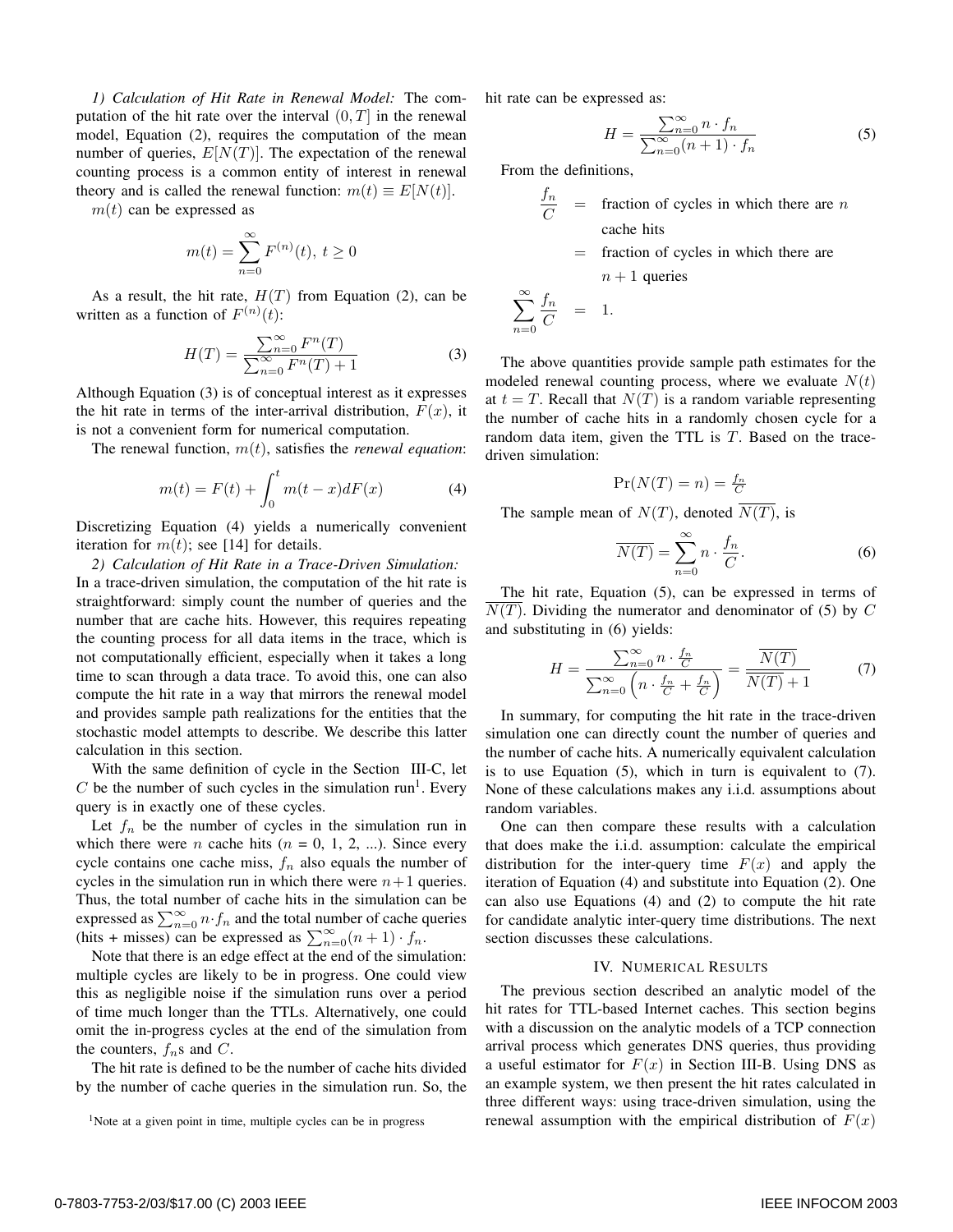*1) Calculation of Hit Rate in Renewal Model:* The computation of the hit rate over the interval $(0, T]$ in the renewal model, Equation (2), requires the computation of the mean number of queries, $E[N(T)]$. The expectation of the renewal counting process is a common entity of interest in renewal theory and is called the renewal function: $m(t) \equiv E[N(t)]$.

$m(t)$ can be expressed as

$$m(t) = \sum_{n=0}^{\infty} F^{(n)}(t),\ t \geq 0$$

As a result, the hit rate, $H(T)$ from Equation (2), can be written as a function of $F^{(n)}(t)$:

$$H(T) = \frac{\sum_{n=0}^{\infty} F^n(T)}{\sum_{n=0}^{\infty} F^n(T) + 1} \tag{3}$$

Although Equation (3) is of conceptual interest as it expresses the hit rate in terms of the inter-arrival distribution, $F(x)$, it is not a convenient form for numerical computation.

The renewal function, $m(t)$, satisfies the *renewal equation*:

$$m(t) = F(t) + \int_0^t m(t-x)dF(x) \tag{4}$$

Discretizing Equation (4) yields a numerically convenient iteration for $m(t)$; see [14] for details.

*2) Calculation of Hit Rate in a Trace-Driven Simulation:* In a trace-driven simulation, the computation of the hit rate is straightforward: simply count the number of queries and the number that are cache hits. However, this requires repeating the counting process for all data items in the trace, which is not computationally efficient, especially when it takes a long time to scan through a data trace. To avoid this, one can also compute the hit rate in a way that mirrors the renewal model and provides sample path realizations for the entities that the stochastic model attempts to describe. We describe this latter calculation in this section.

With the same definition of cycle in the Section III-C, let $C$ be the number of such cycles in the simulation run[1]. Every query is in exactly one of these cycles.

Let $f_n$ be the number of cycles in the simulation run in which there were $n$ cache hits ($n$ = 0, 1, 2, ...). Since every cycle contains one cache miss, $f_n$ also equals the number of cycles in the simulation run in which there were $n+1$ queries. Thus, the total number of cache hits in the simulation can be expressed as $\sum_{n=0}^{\infty} n \cdot f_n$ and the total number of cache queries (hits + misses) can be expressed as $\sum_{n=0}^{\infty}(n+1) \cdot f_n$.

Note that there is an edge effect at the end of the simulation: multiple cycles are likely to be in progress. One could view this as negligible noise if the simulation runs over a period of time much longer than the TTLs. Alternatively, one could omit the in-progress cycles at the end of the simulation from the counters, $f_n$s and $C$.

The hit rate is defined to be the number of cache hits divided by the number of cache queries in the simulation run. So, the hit rate can be expressed as:

$$H = \frac{\sum_{n=0}^{\infty} n \cdot f_n}{\sum_{n=0}^{\infty} (n+1) \cdot f_n} \tag{5}$$

From the definitions,

$$\begin{aligned}
\frac{f_n}{C} &= \text{fraction of cycles in which there are } n \text{ cache hits} \\
&= \text{fraction of cycles in which there are } n+1 \text{ queries} \\
\sum_{n=0}^{\infty} \frac{f_n}{C} &= 1.
\end{aligned}$$

The above quantities provide sample path estimates for the modeled renewal counting process, where we evaluate $N(t)$ at $t = T$. Recall that $N(T)$ is a random variable representing the number of cache hits in a randomly chosen cycle for a random data item, given the TTL is $T$. Based on the trace-driven simulation:

$$\Pr(N(T) = n) = \tfrac{f_n}{C}$$

The sample mean of $N(T)$, denoted $\overline{N(T)}$, is

$$\overline{N(T)} = \sum_{n=0}^{\infty} n \cdot \frac{f_n}{C}. \tag{6}$$

The hit rate, Equation (5), can be expressed in terms of $\overline{N(T)}$. Dividing the numerator and denominator of (5) by $C$ and substituting in (6) yields:

$$H = \frac{\sum_{n=0}^{\infty} n \cdot \frac{f_n}{C}}{\sum_{n=0}^{\infty} \left(n \cdot \frac{f_n}{C} + \frac{f_n}{C}\right)} = \frac{\overline{N(T)}}{\overline{N(T)} + 1} \tag{7}$$

In summary, for computing the hit rate in the trace-driven simulation one can directly count the number of queries and the number of cache hits. A numerically equivalent calculation is to use Equation (5), which in turn is equivalent to (7). None of these calculations makes any i.i.d. assumptions about random variables.

One can then compare these results with a calculation that does make the i.i.d. assumption: calculate the empirical distribution for the inter-query time $F(x)$ and apply the iteration of Equation (4) and substitute into Equation (2). One can also use Equations (4) and (2) to compute the hit rate for candidate analytic inter-query time distributions. The next section discusses these calculations.

## IV. Numerical Results

The previous section described an analytic model of the hit rates for TTL-based Internet caches. This section begins with a discussion on the analytic models of a TCP connection arrival process which generates DNS queries, thus providing a useful estimator for $F(x)$ in Section III-B. Using DNS as an example system, we then present the hit rates calculated in three different ways: using trace-driven simulation, using the renewal assumption with the empirical distribution of $F(x)$

[1]Note at a given point in time, multiple cycles can be in progress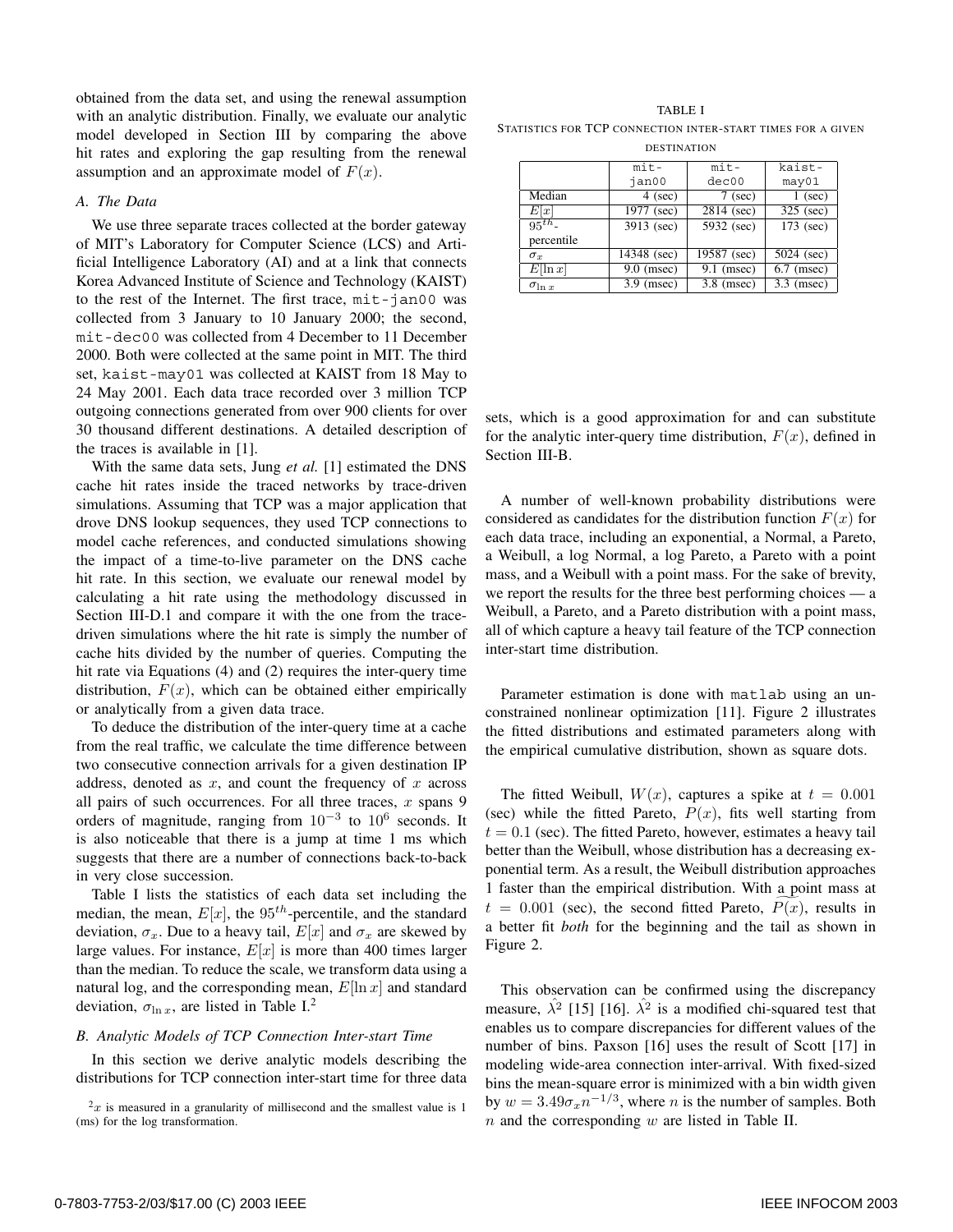obtained from the data set, and using the renewal assumption with an analytic distribution. Finally, we evaluate our analytic model developed in Section III by comparing the above hit rates and exploring the gap resulting from the renewal assumption and an approximate model of $F(x)$.

### A. The Data

We use three separate traces collected at the border gateway of MIT's Laboratory for Computer Science (LCS) and Artificial Intelligence Laboratory (AI) and at a link that connects Korea Advanced Institute of Science and Technology (KAIST) to the rest of the Internet. The first trace, `mit-jan00` was collected from 3 January to 10 January 2000; the second, `mit-dec00` was collected from 4 December to 11 December 2000. Both were collected at the same point in MIT. The third set, `kaist-may01` was collected at KAIST from 18 May to 24 May 2001. Each data trace recorded over 3 million TCP outgoing connections generated from over 900 clients for over 30 thousand different destinations. A detailed description of the traces is available in [1].

With the same data sets, Jung *et al.* [1] estimated the DNS cache hit rates inside the traced networks by trace-driven simulations. Assuming that TCP was a major application that drove DNS lookup sequences, they used TCP connections to model cache references, and conducted simulations showing the impact of a time-to-live parameter on the DNS cache hit rate. In this section, we evaluate our renewal model by calculating a hit rate using the methodology discussed in Section III-D.1 and compare it with the one from the trace-driven simulations where the hit rate is simply the number of cache hits divided by the number of queries. Computing the hit rate via Equations (4) and (2) requires the inter-query time distribution, $F(x)$, which can be obtained either empirically or analytically from a given data trace.

To deduce the distribution of the inter-query time at a cache from the real traffic, we calculate the time difference between two consecutive connection arrivals for a given destination IP address, denoted as $x$, and count the frequency of $x$ across all pairs of such occurrences. For all three traces, $x$ spans 9 orders of magnitude, ranging from $10^{-3}$ to $10^{6}$ seconds. It is also noticeable that there is a jump at time 1 ms which suggests that there are a number of connections back-to-back in very close succession.

Table I lists the statistics of each data set including the median, the mean, $E[x]$, the $95^{th}$-percentile, and the standard deviation, $\sigma_x$. Due to a heavy tail, $E[x]$ and $\sigma_x$ are skewed by large values. For instance, $E[x]$ is more than 400 times larger than the median. To reduce the scale, we transform data using a natural log, and the corresponding mean, $E[\ln x]$ and standard deviation, $\sigma_{\ln x}$, are listed in Table I.[2]

### B. Analytic Models of TCP Connection Inter-start Time

In this section we derive analytic models describing the distributions for TCP connection inter-start time for three data sets, which is a good approximation for and can substitute for the analytic inter-query time distribution, $F(x)$, defined in Section III-B.

TABLE I
STATISTICS FOR TCP CONNECTION INTER-START TIMES FOR A GIVEN DESTINATION

| | `mit-jan00` | `mit-dec00` | `kaist-may01` |
|---|---|---|---|
| Median | 4 (sec) | 7 (sec) | 1 (sec) |
| $E[x]$ | 1977 (sec) | 2814 (sec) | 325 (sec) |
| $95^{th}$-percentile | 3913 (sec) | 5932 (sec) | 173 (sec) |
| $\sigma_x$ | 14348 (sec) | 19587 (sec) | 5024 (sec) |
| $E[\ln x]$ | 9.0 (msec) | 9.1 (msec) | 6.7 (msec) |
| $\sigma_{\ln x}$ | 3.9 (msec) | 3.8 (msec) | 3.3 (msec) |

A number of well-known probability distributions were considered as candidates for the distribution function $F(x)$ for each data trace, including an exponential, a Normal, a Pareto, a Weibull, a log Normal, a log Pareto, a Pareto with a point mass, and a Weibull with a point mass. For the sake of brevity, we report the results for the three best performing choices — a Weibull, a Pareto, and a Pareto distribution with a point mass, all of which capture a heavy tail feature of the TCP connection inter-start time distribution.

Parameter estimation is done with `matlab` using an unconstrained nonlinear optimization [11]. Figure 2 illustrates the fitted distributions and estimated parameters along with the empirical cumulative distribution, shown as square dots.

The fitted Weibull, $W(x)$, captures a spike at $t = 0.001$ (sec) while the fitted Pareto, $P(x)$, fits well starting from $t = 0.1$ (sec). The fitted Pareto, however, estimates a heavy tail better than the Weibull, whose distribution has a decreasing exponential term. As a result, the Weibull distribution approaches 1 faster than the empirical distribution. With a point mass at $t = 0.001$ (sec), the second fitted Pareto, $\bar{P}(x)$, results in a better fit *both* for the beginning and the tail as shown in Figure 2.

This observation can be confirmed using the discrepancy measure, $\hat{\lambda}^2$ [15] [16]. $\hat{\lambda}^2$ is a modified chi-squared test that enables us to compare discrepancies for different values of the number of bins. Paxson [16] uses the result of Scott [17] in modeling wide-area connection inter-arrival. With fixed-sized bins the mean-square error is minimized with a bin width given by $w = 3.49\sigma_x n^{-1/3}$, where $n$ is the number of samples. Both $n$ and the corresponding $w$ are listed in Table II.

[2] $x$ is measured in a granularity of millisecond and the smallest value is 1 (ms) for the log transformation.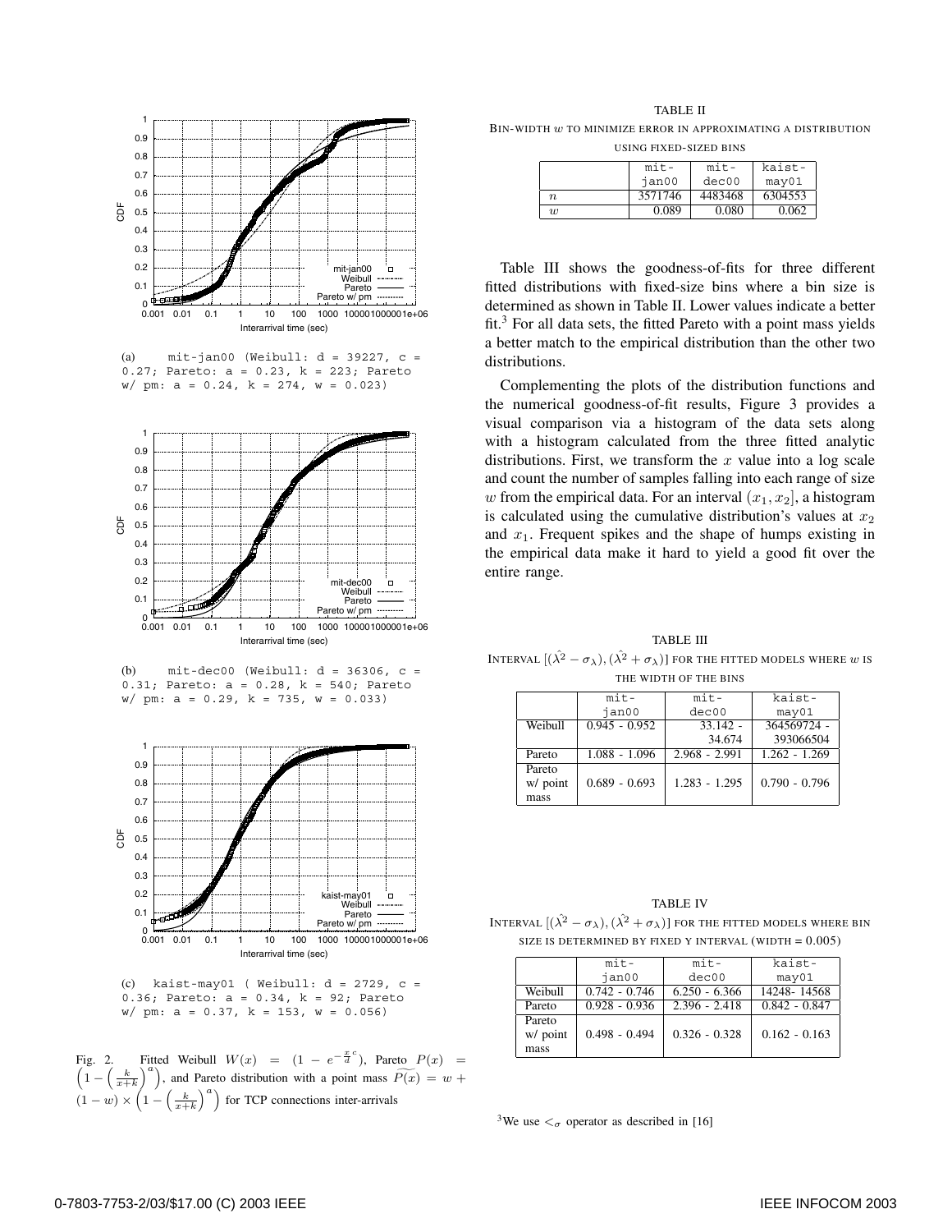(a) mit-jan00 (Weibull: d = 39227, c = 0.27; Pareto: a = 0.23, k = 223; Pareto w/ pm: a = 0.24, k = 274, w = 0.023)

(b) mit-dec00 (Weibull: d = 36306, c = 0.31; Pareto: a = 0.28, k = 540; Pareto w/ pm: a = 0.29, k = 735, w = 0.033)

(c) kaist-may01 ( Weibull: d = 2729, c = 0.36; Pareto: a = 0.34, k = 92; Pareto w/ pm: a = 0.37, k = 153, w = 0.056)

Fig. 2. Fitted Weibull $W(x) = (1 - e^{-\frac{x}{d}^c})$, Pareto $P(x) = \left(1 - \left(\frac{k}{x+k}\right)^a\right)$, and Pareto distribution with a point mass $\widetilde{P(x)} = w + (1-w) \times \left(1 - \left(\frac{k}{x+k}\right)^a\right)$ for TCP connections inter-arrivals

TABLE II

BIN-WIDTH $w$ TO MINIMIZE ERROR IN APPROXIMATING A DISTRIBUTION USING FIXED-SIZED BINS

| | mit-jan00 | mit-dec00 | kaist-may01 |
|---|---|---|---|
| $n$ | 3571746 | 4483468 | 6304553 |
| $w$ | 0.089 | 0.080 | 0.062 |

Table III shows the goodness-of-fits for three different fitted distributions with fixed-size bins where a bin size is determined as shown in Table II. Lower values indicate a better fit.[3] For all data sets, the fitted Pareto with a point mass yields a better match to the empirical distribution than the other two distributions.

Complementing the plots of the distribution functions and the numerical goodness-of-fit results, Figure 3 provides a visual comparison via a histogram of the data sets along with a histogram calculated from the three fitted analytic distributions. First, we transform the $x$ value into a log scale and count the number of samples falling into each range of size $w$ from the empirical data. For an interval $(x_1, x_2]$, a histogram is calculated using the cumulative distribution's values at $x_2$ and $x_1$. Frequent spikes and the shape of humps existing in the empirical data make it hard to yield a good fit over the entire range.

TABLE III

INTERVAL $[(\hat{\lambda^2} - \sigma_\lambda), (\hat{\lambda^2} + \sigma_\lambda)]$ FOR THE FITTED MODELS WHERE $w$ IS THE WIDTH OF THE BINS

| | mit-jan00 | mit-dec00 | kaist-may01 |
|---|---|---|---|
| Weibull | 0.945 - 0.952 | 33.142 - 34.674 | 364569724 - 393066504 |
| Pareto | 1.088 - 1.096 | 2.968 - 2.991 | 1.262 - 1.269 |
| Pareto w/ point mass | 0.689 - 0.693 | 1.283 - 1.295 | 0.790 - 0.796 |

TABLE IV

INTERVAL $[(\hat{\lambda^2} - \sigma_\lambda), (\hat{\lambda^2} + \sigma_\lambda)]$ FOR THE FITTED MODELS WHERE BIN SIZE IS DETERMINED BY FIXED Y INTERVAL (WIDTH = 0.005)

| | mit-jan00 | mit-dec00 | kaist-may01 |
|---|---|---|---|
| Weibull | 0.742 - 0.746 | 6.250 - 6.366 | 14248- 14568 |
| Pareto | 0.928 - 0.936 | 2.396 - 2.418 | 0.842 - 0.847 |
| Pareto w/ point mass | 0.498 - 0.494 | 0.326 - 0.328 | 0.162 - 0.163 |

[3] We use $<_\sigma$ operator as described in [16]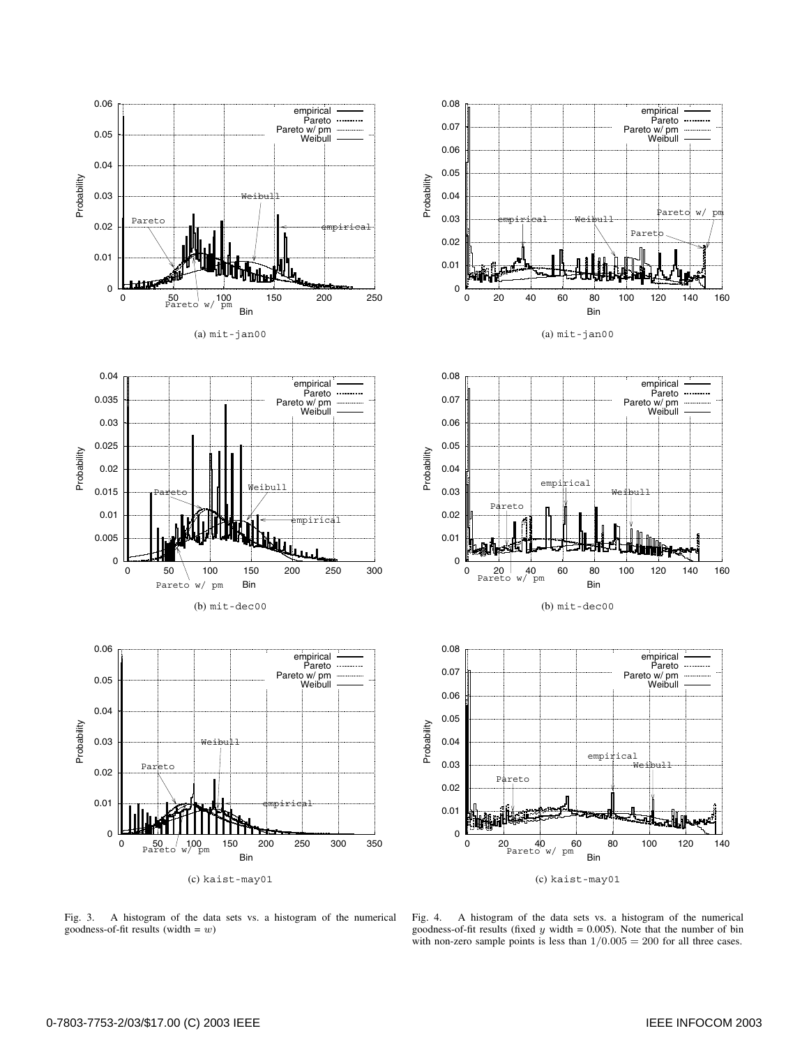(a) mit-jan00

(b) mit-dec00

(c) kaist-may01

Fig. 3. A histogram of the data sets vs. a histogram of the numerical goodness-of-fit results (width = $w$)

(a) mit-jan00

(b) mit-dec00

(c) kaist-may01

Fig. 4. A histogram of the data sets vs. a histogram of the numerical goodness-of-fit results (fixed $y$ width = 0.005). Note that the number of bin with non-zero sample points is less than $1/0.005 = 200$ for all three cases.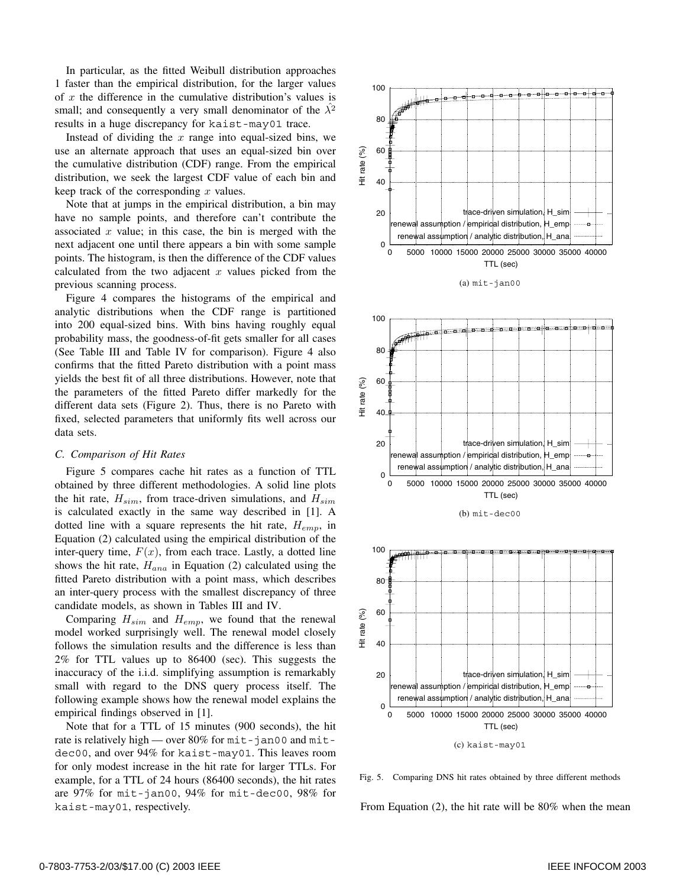In particular, as the fitted Weibull distribution approaches 1 faster than the empirical distribution, for the larger values of $x$ the difference in the cumulative distribution's values is small; and consequently a very small denominator of the $\hat{\lambda^2}$ results in a huge discrepancy for kaist-may01 trace.

Instead of dividing the $x$ range into equal-sized bins, we use an alternate approach that uses an equal-sized bin over the cumulative distribution (CDF) range. From the empirical distribution, we seek the largest CDF value of each bin and keep track of the corresponding $x$ values.

Note that at jumps in the empirical distribution, a bin may have no sample points, and therefore can't contribute the associated $x$ value; in this case, the bin is merged with the next adjacent one until there appears a bin with some sample points. The histogram, is then the difference of the CDF values calculated from the two adjacent $x$ values picked from the previous scanning process.

Figure 4 compares the histograms of the empirical and analytic distributions when the CDF range is partitioned into 200 equal-sized bins. With bins having roughly equal probability mass, the goodness-of-fit gets smaller for all cases (See Table III and Table IV for comparison). Figure 4 also confirms that the fitted Pareto distribution with a point mass yields the best fit of all three distributions. However, note that the parameters of the fitted Pareto differ markedly for the different data sets (Figure 2). Thus, there is no Pareto with fixed, selected parameters that uniformly fits well across our data sets.

### *C. Comparison of Hit Rates*

Figure 5 compares cache hit rates as a function of TTL obtained by three different methodologies. A solid line plots the hit rate, $H_{sim}$, from trace-driven simulations, and $H_{sim}$ is calculated exactly in the same way described in [1]. A dotted line with a square represents the hit rate, $H_{emp}$, in Equation (2) calculated using the empirical distribution of the inter-query time, $F(x)$, from each trace. Lastly, a dotted line shows the hit rate, $H_{ana}$ in Equation (2) calculated using the fitted Pareto distribution with a point mass, which describes an inter-query process with the smallest discrepancy of three candidate models, as shown in Tables III and IV.

Comparing $H_{sim}$ and $H_{emp}$, we found that the renewal model worked surprisingly well. The renewal model closely follows the simulation results and the difference is less than 2% for TTL values up to 86400 (sec). This suggests the inaccuracy of the i.i.d. simplifying assumption is remarkably small with regard to the DNS query process itself. The following example shows how the renewal model explains the empirical findings observed in [1].

Note that for a TTL of 15 minutes (900 seconds), the hit rate is relatively high — over 80% for mit-jan00 and mit-dec00, and over 94% for kaist-may01. This leaves room for only modest increase in the hit rate for larger TTLs. For example, for a TTL of 24 hours (86400 seconds), the hit rates are 97% for mit-jan00, 94% for mit-dec00, 98% for kaist-may01, respectively.

(a) mit-jan00

(b) mit-dec00

(c) kaist-may01

Fig. 5. Comparing DNS hit rates obtained by three different methods

From Equation (2), the hit rate will be 80% when the mean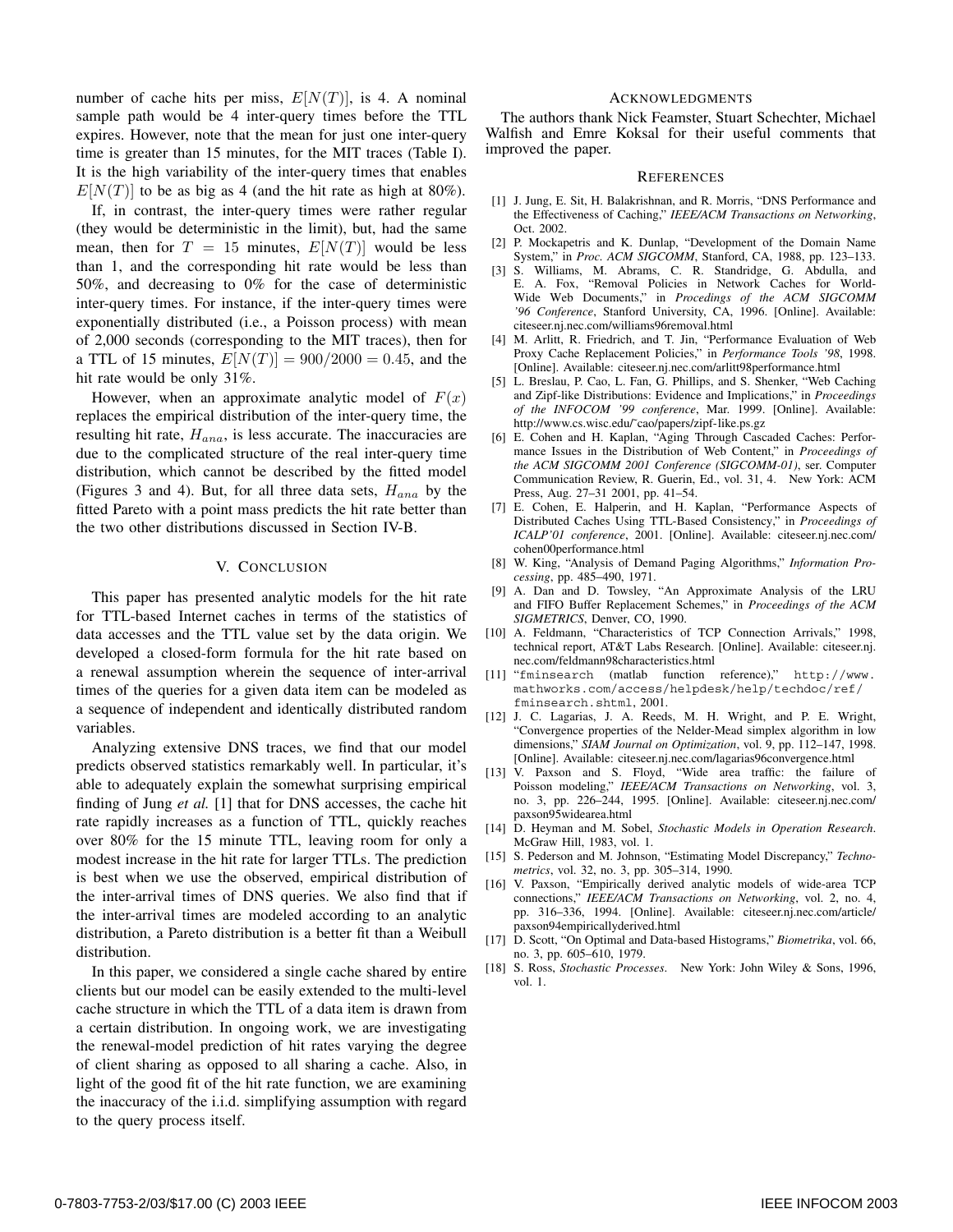number of cache hits per miss, $E[N(T)]$, is 4. A nominal sample path would be 4 inter-query times before the TTL expires. However, note that the mean for just one inter-query time is greater than 15 minutes, for the MIT traces (Table I). It is the high variability of the inter-query times that enables $E[N(T)]$ to be as big as 4 (and the hit rate as high at 80%).

If, in contrast, the inter-query times were rather regular (they would be deterministic in the limit), but, had the same mean, then for $T = 15$ minutes, $E[N(T)]$ would be less than 1, and the corresponding hit rate would be less than 50%, and decreasing to 0% for the case of deterministic inter-query times. For instance, if the inter-query times were exponentially distributed (i.e., a Poisson process) with mean of 2,000 seconds (corresponding to the MIT traces), then for a TTL of 15 minutes, $E[N(T)] = 900/2000 = 0.45$, and the hit rate would be only 31%.

However, when an approximate analytic model of $F(x)$ replaces the empirical distribution of the inter-query time, the resulting hit rate, $H_{ana}$, is less accurate. The inaccuracies are due to the complicated structure of the real inter-query time distribution, which cannot be described by the fitted model (Figures 3 and 4). But, for all three data sets, $H_{ana}$ by the fitted Pareto with a point mass predicts the hit rate better than the two other distributions discussed in Section IV-B.

## V. Conclusion

This paper has presented analytic models for the hit rate for TTL-based Internet caches in terms of the statistics of data accesses and the TTL value set by the data origin. We developed a closed-form formula for the hit rate based on a renewal assumption wherein the sequence of inter-arrival times of the queries for a given data item can be modeled as a sequence of independent and identically distributed random variables.

Analyzing extensive DNS traces, we find that our model predicts observed statistics remarkably well. In particular, it's able to adequately explain the somewhat surprising empirical finding of Jung *et al.* [1] that for DNS accesses, the cache hit rate rapidly increases as a function of TTL, quickly reaches over 80% for the 15 minute TTL, leaving room for only a modest increase in the hit rate for larger TTLs. The prediction is best when we use the observed, empirical distribution of the inter-arrival times of DNS queries. We also find that if the inter-arrival times are modeled according to an analytic distribution, a Pareto distribution is a better fit than a Weibull distribution.

In this paper, we considered a single cache shared by entire clients but our model can be easily extended to the multi-level cache structure in which the TTL of a data item is drawn from a certain distribution. In ongoing work, we are investigating the renewal-model prediction of hit rates varying the degree of client sharing as opposed to all sharing a cache. Also, in light of the good fit of the hit rate function, we are examining the inaccuracy of the i.i.d. simplifying assumption with regard to the query process itself.

## Acknowledgments

The authors thank Nick Feamster, Stuart Schechter, Michael Walfish and Emre Koksal for their useful comments that improved the paper.

## References

[1] J. Jung, E. Sit, H. Balakrishnan, and R. Morris, "DNS Performance and the Effectiveness of Caching," *IEEE/ACM Transactions on Networking*, Oct. 2002.

[2] P. Mockapetris and K. Dunlap, "Development of the Domain Name System," in *Proc. ACM SIGCOMM*, Stanford, CA, 1988, pp. 123–133.

[3] S. Williams, M. Abrams, C. R. Standridge, G. Abdulla, and E. A. Fox, "Removal Policies in Network Caches for World-Wide Web Documents," in *Procedings of the ACM SIGCOMM '96 Conference*, Stanford University, CA, 1996. [Online]. Available: citeseer.nj.nec.com/williams96removal.html

[4] M. Arlitt, R. Friedrich, and T. Jin, "Performance Evaluation of Web Proxy Cache Replacement Policies," in *Performance Tools '98*, 1998. [Online]. Available: citeseer.nj.nec.com/arlitt98performance.html

[5] L. Breslau, P. Cao, L. Fan, G. Phillips, and S. Shenker, "Web Caching and Zipf-like Distributions: Evidence and Implications," in *Proceedings of the INFOCOM '99 conference*, Mar. 1999. [Online]. Available: http://www.cs.wisc.edu/˜cao/papers/zipf-like.ps.gz

[6] E. Cohen and H. Kaplan, "Aging Through Cascaded Caches: Performance Issues in the Distribution of Web Content," in *Proceedings of the ACM SIGCOMM 2001 Conference (SIGCOMM-01)*, ser. Computer Communication Review, R. Guerin, Ed., vol. 31, 4. New York: ACM Press, Aug. 27–31 2001, pp. 41–54.

[7] E. Cohen, E. Halperin, and H. Kaplan, "Performance Aspects of Distributed Caches Using TTL-Based Consistency," in *Proceedings of ICALP'01 conference*, 2001. [Online]. Available: citeseer.nj.nec.com/cohen00performance.html

[8] W. King, "Analysis of Demand Paging Algorithms," *Information Processing*, pp. 485–490, 1971.

[9] A. Dan and D. Towsley, "An Approximate Analysis of the LRU and FIFO Buffer Replacement Schemes," in *Proceedings of the ACM SIGMETRICS*, Denver, CO, 1990.

[10] A. Feldmann, "Characteristics of TCP Connection Arrivals," 1998, technical report, AT&T Labs Research. [Online]. Available: citeseer.nj.nec.com/feldmann98characteristics.html

[11] "fminsearch (matlab function reference)," http://www.mathworks.com/access/helpdesk/help/techdoc/ref/fminsearch.shtml, 2001.

[12] J. C. Lagarias, J. A. Reeds, M. H. Wright, and P. E. Wright, "Convergence properties of the Nelder-Mead simplex algorithm in low dimensions," *SIAM Journal on Optimization*, vol. 9, pp. 112–147, 1998. [Online]. Available: citeseer.nj.nec.com/lagarias96convergence.html

[13] V. Paxson and S. Floyd, "Wide area traffic: the failure of Poisson modeling," *IEEE/ACM Transactions on Networking*, vol. 3, no. 3, pp. 226–244, 1995. [Online]. Available: citeseer.nj.nec.com/paxson95widearea.html

[14] D. Heyman and M. Sobel, *Stochastic Models in Operation Research*. McGraw Hill, 1983, vol. 1.

[15] S. Pederson and M. Johnson, "Estimating Model Discrepancy," *Technometrics*, vol. 32, no. 3, pp. 305–314, 1990.

[16] V. Paxson, "Empirically derived analytic models of wide-area TCP connections," *IEEE/ACM Transactions on Networking*, vol. 2, no. 4, pp. 316–336, 1994. [Online]. Available: citeseer.nj.nec.com/article/paxson94empiricallyderived.html

[17] D. Scott, "On Optimal and Data-based Histograms," *Biometrika*, vol. 66, no. 3, pp. 605–610, 1979.

[18] S. Ross, *Stochastic Processes*. New York: John Wiley & Sons, 1996, vol. 1.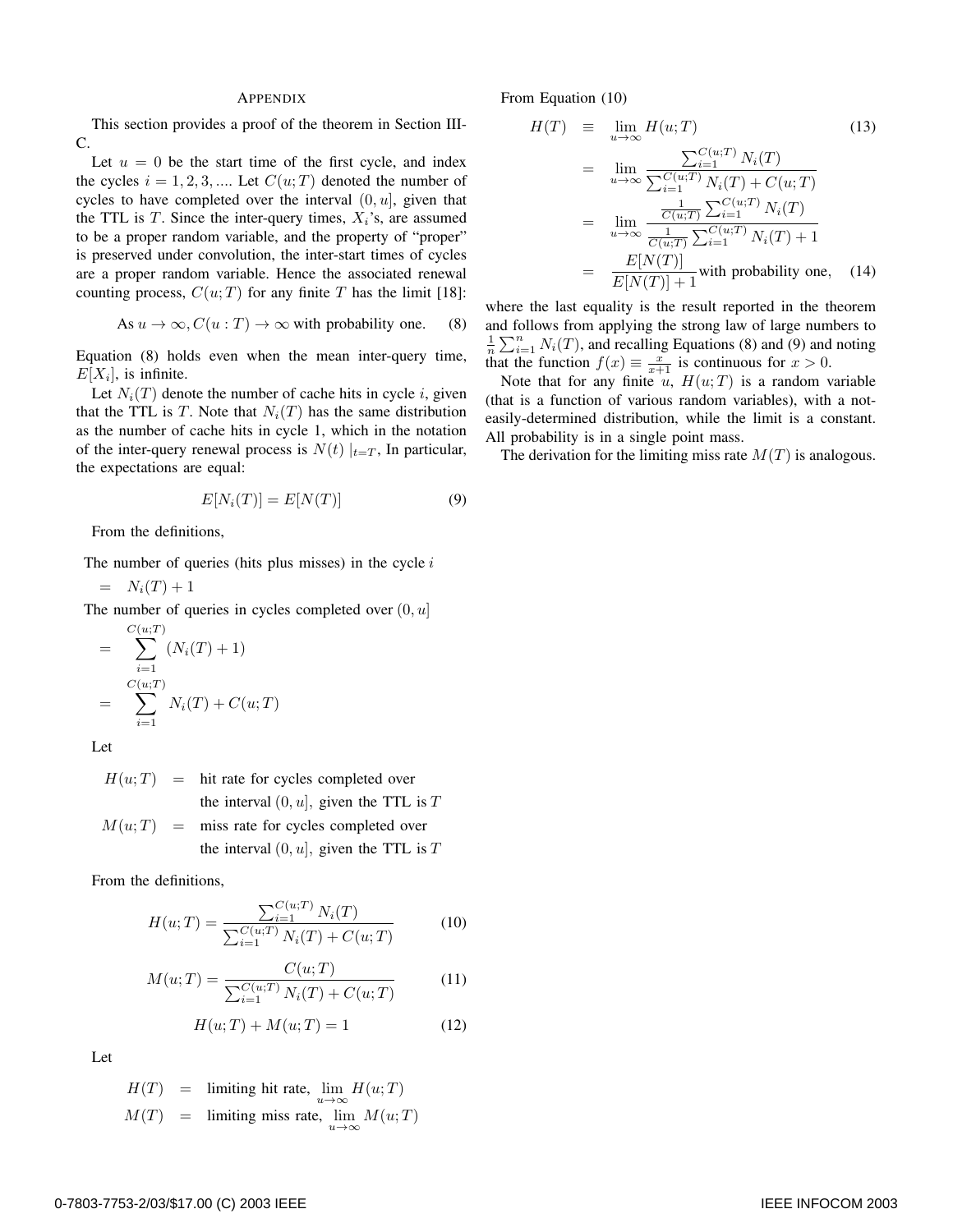## APPENDIX

This section provides a proof of the theorem in Section III-C.

Let $u = 0$ be the start time of the first cycle, and index the cycles $i = 1, 2, 3, ....$ Let $C(u; T)$ denoted the number of cycles to have completed over the interval $(0, u]$, given that the TTL is $T$. Since the inter-query times, $X_i$'s, are assumed to be a proper random variable, and the property of "proper" is preserved under convolution, the inter-start times of cycles are a proper random variable. Hence the associated renewal counting process, $C(u; T)$ for any finite $T$ has the limit [18]:

$$\text{As } u \to \infty, C(u : T) \to \infty \text{ with probability one.} \quad (8)$$

Equation (8) holds even when the mean inter-query time, $E[X_i]$, is infinite.

Let $N_i(T)$ denote the number of cache hits in cycle $i$, given that the TTL is $T$. Note that $N_i(T)$ has the same distribution as the number of cache hits in cycle 1, which in the notation of the inter-query renewal process is $N(t) \mid_{t=T}$, In particular, the expectations are equal:

$$E[N_i(T)] = E[N(T)] \quad (9)$$

From the definitions,

The number of queries (hits plus misses) in the cycle $i$

$$= N_i(T) + 1$$

The number of queries in cycles completed over $(0, u]$

$$= \sum_{i=1}^{C(u;T)} (N_i(T) + 1)$$

$$= \sum_{i=1}^{C(u;T)} N_i(T) + C(u; T)$$

Let

$H(u; T)$ = hit rate for cycles completed over the interval $(0, u]$, given the TTL is $T$

$M(u; T)$ = miss rate for cycles completed over the interval $(0, u]$, given the TTL is $T$

From the definitions,

$$H(u; T) = \frac{\sum_{i=1}^{C(u;T)} N_i(T)}{\sum_{i=1}^{C(u;T)} N_i(T) + C(u; T)} \quad (10)$$

$$M(u; T) = \frac{C(u; T)}{\sum_{i=1}^{C(u;T)} N_i(T) + C(u; T)} \quad (11)$$

$$H(u; T) + M(u; T) = 1 \quad (12)$$

Let

$H(T)$ = limiting hit rate, $\lim_{u\to\infty} H(u; T)$

$M(T)$ = limiting miss rate, $\lim_{u\to\infty} M(u; T)$

From Equation (10)

$$\begin{aligned}
H(T) &\equiv \lim_{u\to\infty} H(u; T) \quad (13)\\
&= \lim_{u\to\infty} \frac{\sum_{i=1}^{C(u;T)} N_i(T)}{\sum_{i=1}^{C(u;T)} N_i(T) + C(u; T)}\\
&= \lim_{u\to\infty} \frac{\frac{1}{C(u;T)} \sum_{i=1}^{C(u;T)} N_i(T)}{\frac{1}{C(u;T)} \sum_{i=1}^{C(u;T)} N_i(T) + 1}\\
&= \frac{E[N(T)]}{E[N(T)] + 1} \text{ with probability one,} \quad (14)
\end{aligned}$$

where the last equality is the result reported in the theorem and follows from applying the strong law of large numbers to $\frac{1}{n} \sum_{i=1}^{n} N_i(T)$, and recalling Equations (8) and (9) and noting that the function $f(x) \equiv \frac{x}{x+1}$ is continuous for $x > 0$.

Note that for any finite $u$, $H(u; T)$ is a random variable (that is a function of various random variables), with a not-easily-determined distribution, while the limit is a constant. All probability is in a single point mass.

The derivation for the limiting miss rate $M(T)$ is analogous.